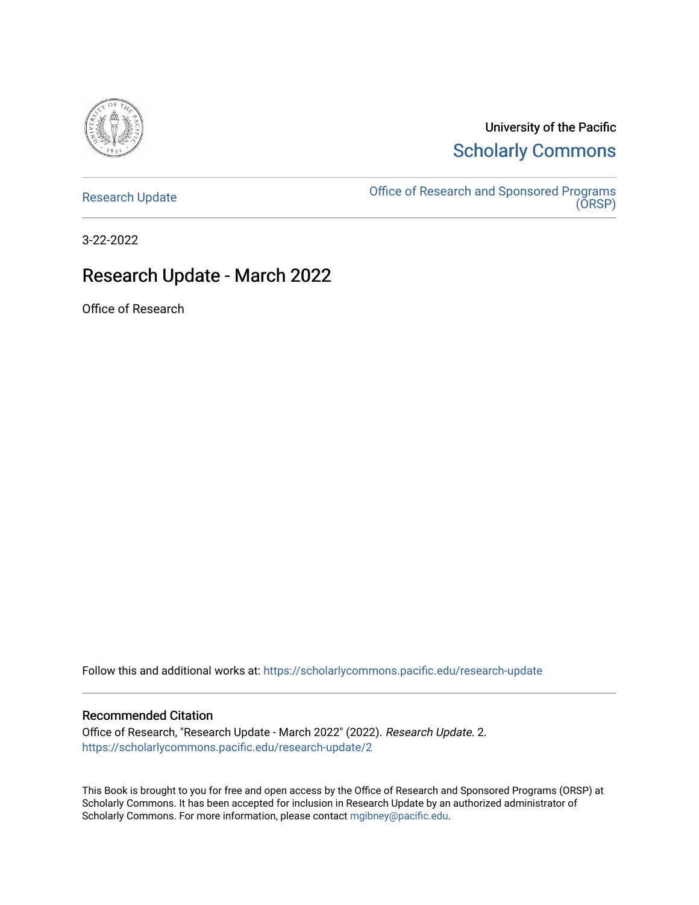University of the Pacific

Scholarly Commons

Research Update

Office of Research and Sponsored Programs (ORSP)

3-22-2022

# Research Update - March 2022

Office of Research

Follow this and additional works at: https://scholarlycommons.pacific.edu/research-update

## Recommended Citation

Office of Research, "Research Update - March 2022" (2022). *Research Update*. 2.
https://scholarlycommons.pacific.edu/research-update/2

This Book is brought to you for free and open access by the Office of Research and Sponsored Programs (ORSP) at Scholarly Commons. It has been accepted for inclusion in Research Update by an authorized administrator of Scholarly Commons. For more information, please contact mgibney@pacific.edu.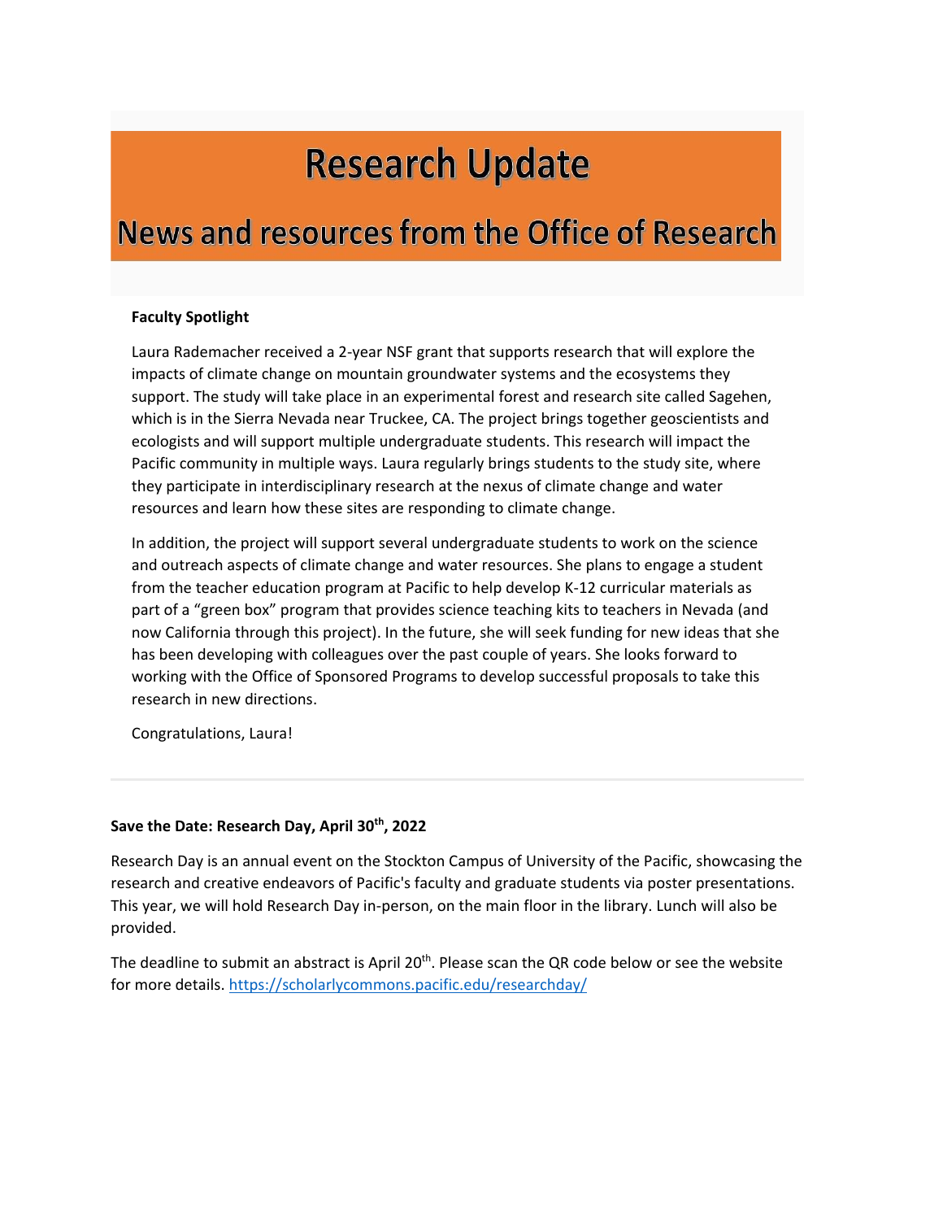# Research Update

## News and resources from the Office of Research

**Faculty Spotlight**

Laura Rademacher received a 2-year NSF grant that supports research that will explore the impacts of climate change on mountain groundwater systems and the ecosystems they support. The study will take place in an experimental forest and research site called Sagehen, which is in the Sierra Nevada near Truckee, CA. The project brings together geoscientists and ecologists and will support multiple undergraduate students. This research will impact the Pacific community in multiple ways. Laura regularly brings students to the study site, where they participate in interdisciplinary research at the nexus of climate change and water resources and learn how these sites are responding to climate change.

In addition, the project will support several undergraduate students to work on the science and outreach aspects of climate change and water resources. She plans to engage a student from the teacher education program at Pacific to help develop K-12 curricular materials as part of a "green box" program that provides science teaching kits to teachers in Nevada (and now California through this project). In the future, she will seek funding for new ideas that she has been developing with colleagues over the past couple of years. She looks forward to working with the Office of Sponsored Programs to develop successful proposals to take this research in new directions.

Congratulations, Laura!

---

**Save the Date: Research Day, April 30th, 2022**

Research Day is an annual event on the Stockton Campus of University of the Pacific, showcasing the research and creative endeavors of Pacific's faculty and graduate students via poster presentations. This year, we will hold Research Day in-person, on the main floor in the library. Lunch will also be provided.

The deadline to submit an abstract is April 20th. Please scan the QR code below or see the website for more details. https://scholarlycommons.pacific.edu/researchday/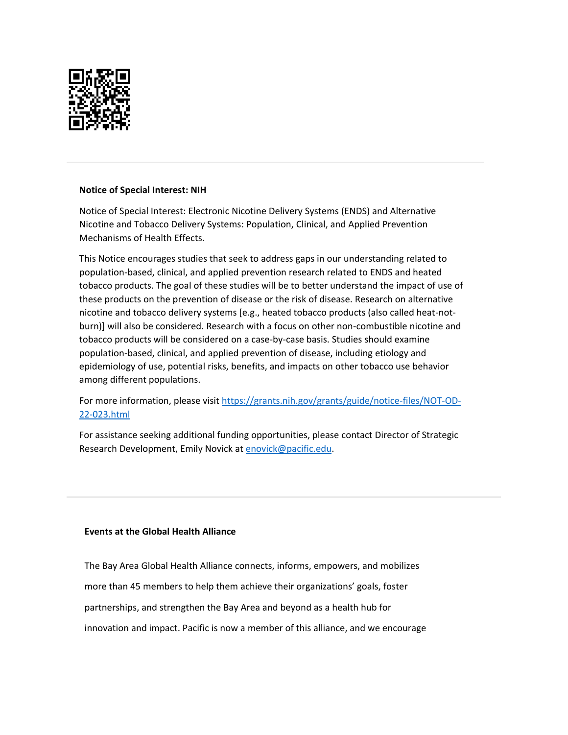**Notice of Special Interest: NIH**

Notice of Special Interest: Electronic Nicotine Delivery Systems (ENDS) and Alternative Nicotine and Tobacco Delivery Systems: Population, Clinical, and Applied Prevention Mechanisms of Health Effects.

This Notice encourages studies that seek to address gaps in our understanding related to population-based, clinical, and applied prevention research related to ENDS and heated tobacco products. The goal of these studies will be to better understand the impact of use of these products on the prevention of disease or the risk of disease. Research on alternative nicotine and tobacco delivery systems [e.g., heated tobacco products (also called heat-not-burn)] will also be considered. Research with a focus on other non-combustible nicotine and tobacco products will be considered on a case-by-case basis. Studies should examine population-based, clinical, and applied prevention of disease, including etiology and epidemiology of use, potential risks, benefits, and impacts on other tobacco use behavior among different populations.

For more information, please visit [https://grants.nih.gov/grants/guide/notice-files/NOT-OD-22-023.html](https://grants.nih.gov/grants/guide/notice-files/NOT-OD-22-023.html)

For assistance seeking additional funding opportunities, please contact Director of Strategic Research Development, Emily Novick at [enovick@pacific.edu](mailto:enovick@pacific.edu).

---

**Events at the Global Health Alliance**

The Bay Area Global Health Alliance connects, informs, empowers, and mobilizes more than 45 members to help them achieve their organizations' goals, foster partnerships, and strengthen the Bay Area and beyond as a health hub for innovation and impact. Pacific is now a member of this alliance, and we encourage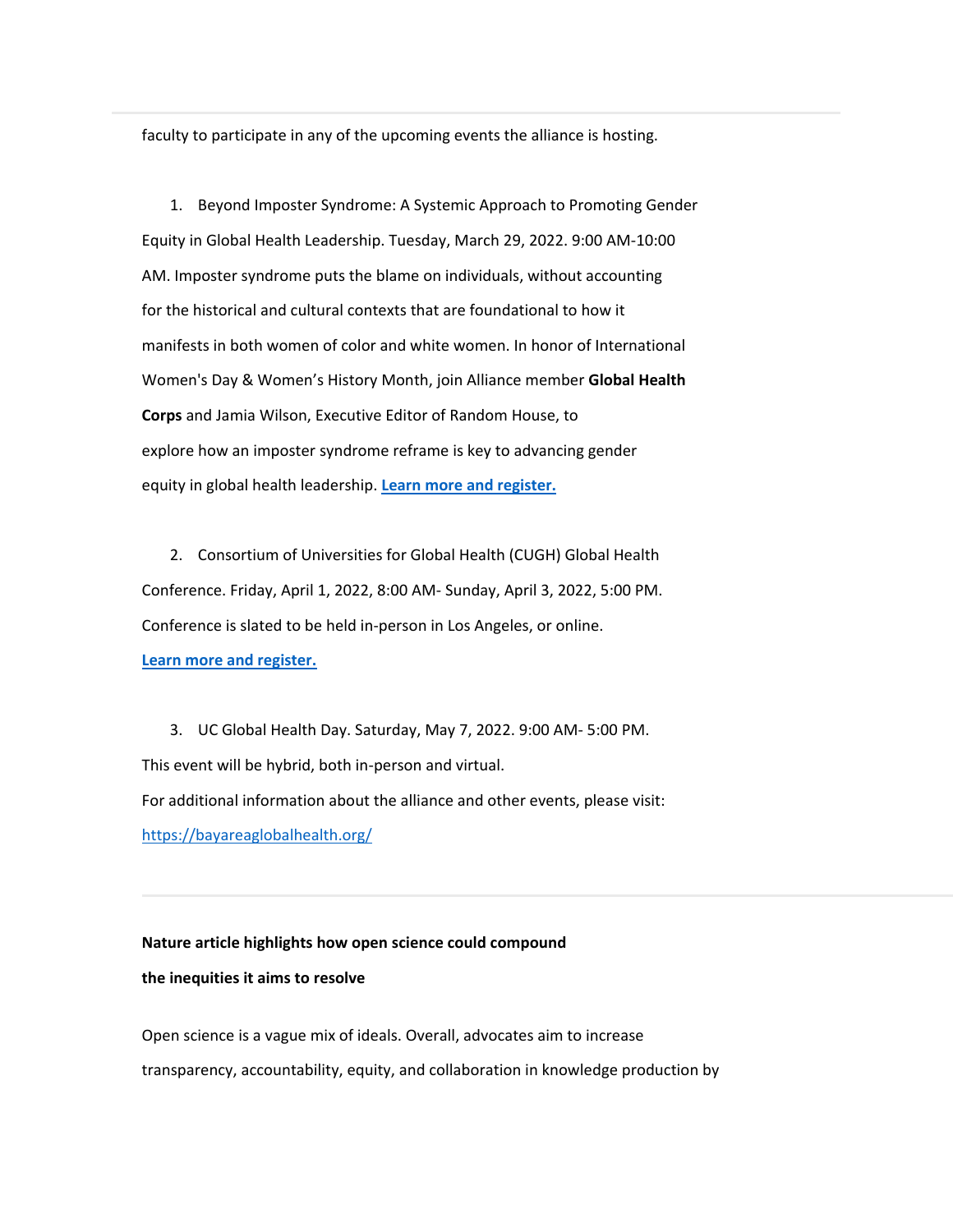faculty to participate in any of the upcoming events the alliance is hosting.

1. Beyond Imposter Syndrome: A Systemic Approach to Promoting Gender Equity in Global Health Leadership. Tuesday, March 29, 2022. 9:00 AM-10:00 AM. Imposter syndrome puts the blame on individuals, without accounting for the historical and cultural contexts that are foundational to how it manifests in both women of color and white women. In honor of International Women's Day & Women's History Month, join Alliance member **Global Health Corps** and Jamia Wilson, Executive Editor of Random House, to explore how an imposter syndrome reframe is key to advancing gender equity in global health leadership. **Learn more and register.**

2. Consortium of Universities for Global Health (CUGH) Global Health Conference. Friday, April 1, 2022, 8:00 AM- Sunday, April 3, 2022, 5:00 PM. Conference is slated to be held in-person in Los Angeles, or online. **Learn more and register.**

3. UC Global Health Day. Saturday, May 7, 2022. 9:00 AM- 5:00 PM. This event will be hybrid, both in-person and virtual.

For additional information about the alliance and other events, please visit: https://bayareaglobalhealth.org/

---

**Nature article highlights how open science could compound the inequities it aims to resolve**

Open science is a vague mix of ideals. Overall, advocates aim to increase transparency, accountability, equity, and collaboration in knowledge production by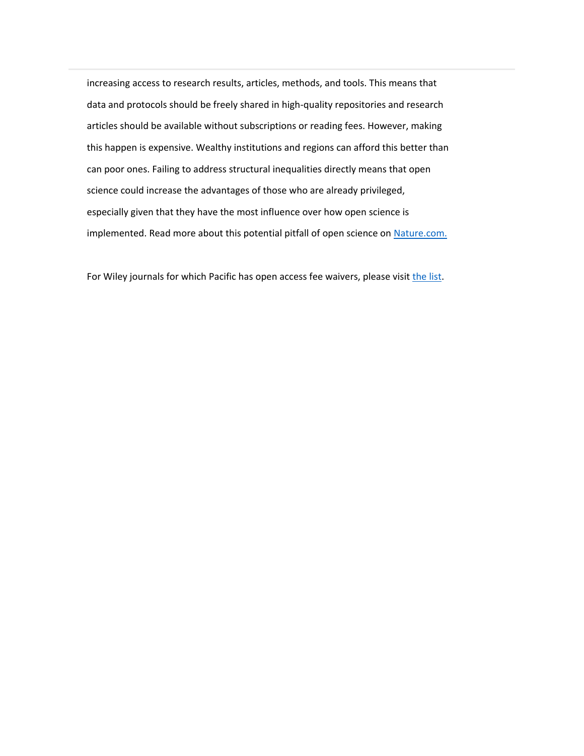increasing access to research results, articles, methods, and tools. This means that data and protocols should be freely shared in high-quality repositories and research articles should be available without subscriptions or reading fees. However, making this happen is expensive. Wealthy institutions and regions can afford this better than can poor ones. Failing to address structural inequalities directly means that open science could increase the advantages of those who are already privileged, especially given that they have the most influence over how open science is implemented. Read more about this potential pitfall of open science on Nature.com.

For Wiley journals for which Pacific has open access fee waivers, please visit the list.